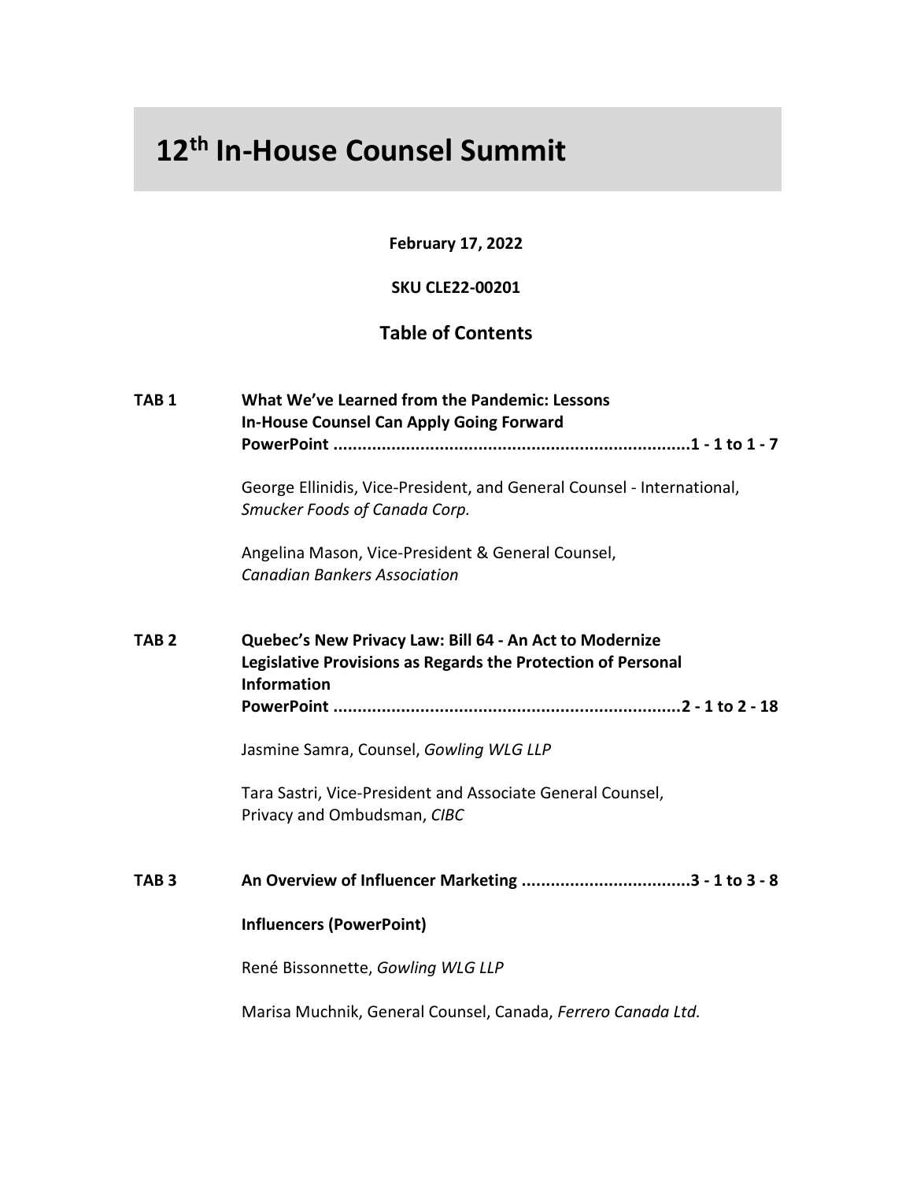# 12th In-House Counsel Summit

**February 17, 2022**

**SKU CLE22-00201**

## Table of Contents

**TAB 1** **What We've Learned from the Pandemic: Lessons In-House Counsel Can Apply Going Forward**
**PowerPoint ..........................................................................1 - 1 to 1 - 7**

George Ellinidis, Vice-President, and General Counsel - International, *Smucker Foods of Canada Corp.*

Angelina Mason, Vice-President & General Counsel, *Canadian Bankers Association*

**TAB 2** **Quebec's New Privacy Law: Bill 64 - An Act to Modernize Legislative Provisions as Regards the Protection of Personal Information**
**PowerPoint ........................................................................2 - 1 to 2 - 18**

Jasmine Samra, Counsel, *Gowling WLG LLP*

Tara Sastri, Vice-President and Associate General Counsel, Privacy and Ombudsman, *CIBC*

**TAB 3** **An Overview of Influencer Marketing ..................................3 - 1 to 3 - 8**

**Influencers (PowerPoint)**

René Bissonnette, *Gowling WLG LLP*

Marisa Muchnik, General Counsel, Canada, *Ferrero Canada Ltd.*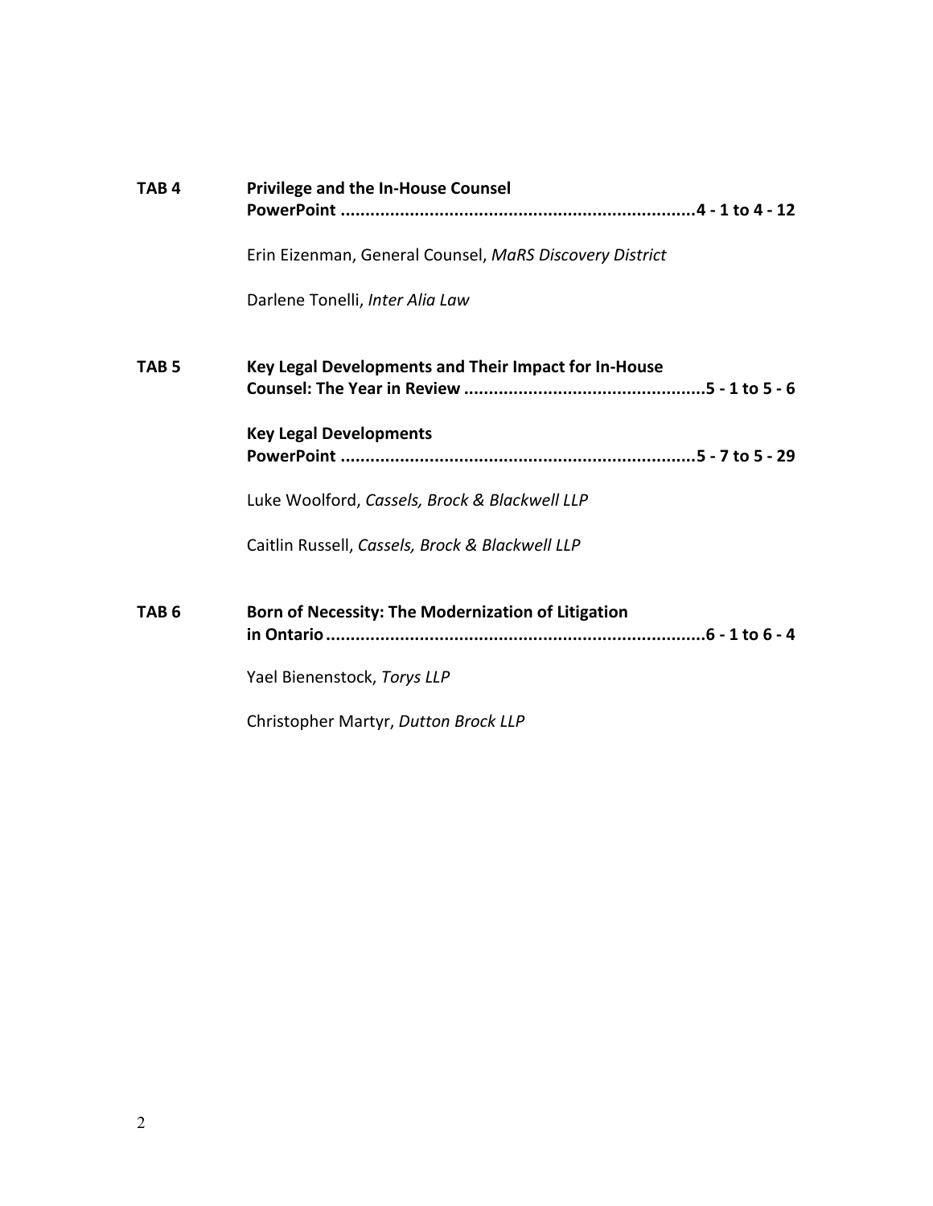**TAB 4** **Privilege and the In-House Counsel PowerPoint ........................................................................4 - 1 to 4 - 12**

Erin Eizenman, General Counsel, *MaRS Discovery District*

Darlene Tonelli, *Inter Alia Law*

**TAB 5** **Key Legal Developments and Their Impact for In-House Counsel: The Year in Review .................................................5 - 1 to 5 - 6**

**Key Legal Developments PowerPoint ........................................................................5 - 7 to 5 - 29**

Luke Woolford, *Cassels, Brock & Blackwell LLP*

Caitlin Russell, *Cassels, Brock & Blackwell LLP*

**TAB 6** **Born of Necessity: The Modernization of Litigation in Ontario.............................................................................6 - 1 to 6 - 4**

Yael Bienenstock, *Torys LLP*

Christopher Martyr, *Dutton Brock LLP*